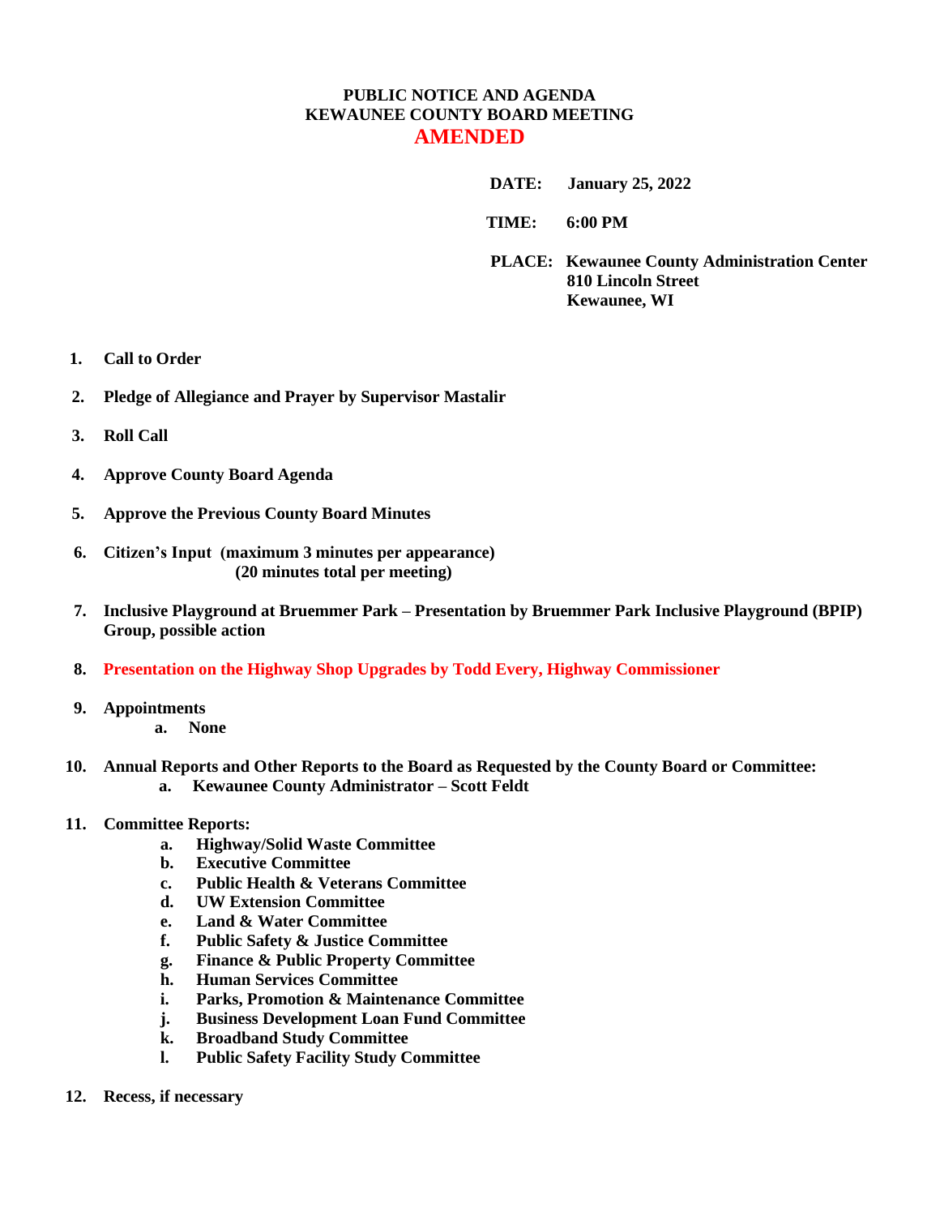# PUBLIC NOTICE AND AGENDA
# KEWAUNEE COUNTY BOARD MEETING
## AMENDED

**DATE:** January 25, 2022

**TIME:** 6:00 PM

**PLACE:** Kewaunee County Administration Center
810 Lincoln Street
Kewaunee, WI

1. **Call to Order**
2. **Pledge of Allegiance and Prayer by Supervisor Mastalir**
3. **Roll Call**
4. **Approve County Board Agenda**
5. **Approve the Previous County Board Minutes**
6. **Citizen's Input (maximum 3 minutes per appearance)**
   **(20 minutes total per meeting)**
7. **Inclusive Playground at Bruemmer Park – Presentation by Bruemmer Park Inclusive Playground (BPIP) Group, possible action**
8. **Presentation on the Highway Shop Upgrades by Todd Every, Highway Commissioner**
9. **Appointments**
   a. **None**
10. **Annual Reports and Other Reports to the Board as Requested by the County Board or Committee:**
    a. **Kewaunee County Administrator – Scott Feldt**
11. **Committee Reports:**
    a. **Highway/Solid Waste Committee**
    b. **Executive Committee**
    c. **Public Health & Veterans Committee**
    d. **UW Extension Committee**
    e. **Land & Water Committee**
    f. **Public Safety & Justice Committee**
    g. **Finance & Public Property Committee**
    h. **Human Services Committee**
    i. **Parks, Promotion & Maintenance Committee**
    j. **Business Development Loan Fund Committee**
    k. **Broadband Study Committee**
    l. **Public Safety Facility Study Committee**
12. **Recess, if necessary**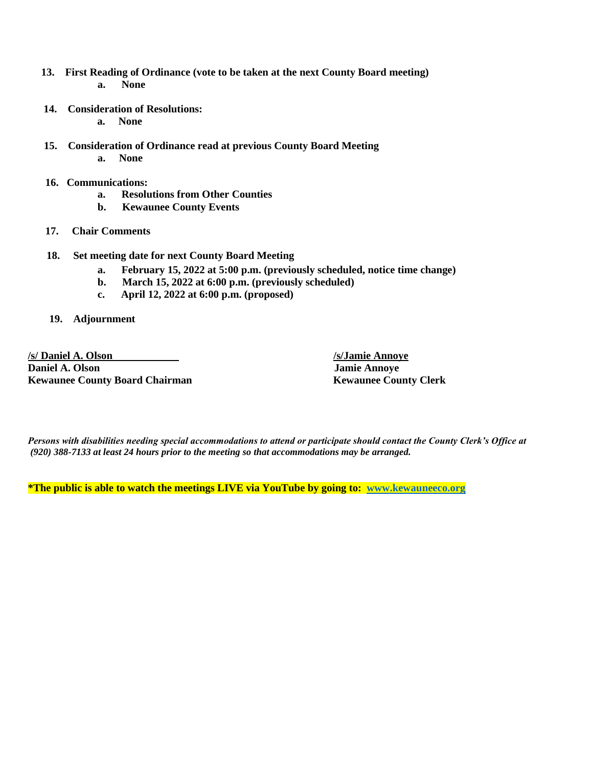**13. First Reading of Ordinance (vote to be taken at the next County Board meeting)**

**a. None**

**14. Consideration of Resolutions:**

**a. None**

**15. Consideration of Ordinance read at previous County Board Meeting**

**a. None**

**16. Communications:**

**a. Resolutions from Other Counties**

**b. Kewaunee County Events**

**17. Chair Comments**

**18. Set meeting date for next County Board Meeting**

**a. February 15, 2022 at 5:00 p.m. (previously scheduled, notice time change)**

**b. March 15, 2022 at 6:00 p.m. (previously scheduled)**

**c. April 12, 2022 at 6:00 p.m. (proposed)**

**19. Adjournment**

**/s/ Daniel A. Olson**
**Daniel A. Olson**
**Kewaunee County Board Chairman**

**/s/Jamie Annoye**
**Jamie Annoye**
**Kewaunee County Clerk**

***Persons with disabilities needing special accommodations to attend or participate should contact the County Clerk's Office at (920) 388-7133 at least 24 hours prior to the meeting so that accommodations may be arranged.***

**\*The public is able to watch the meetings LIVE via YouTube by going to: www.kewauneeco.org**